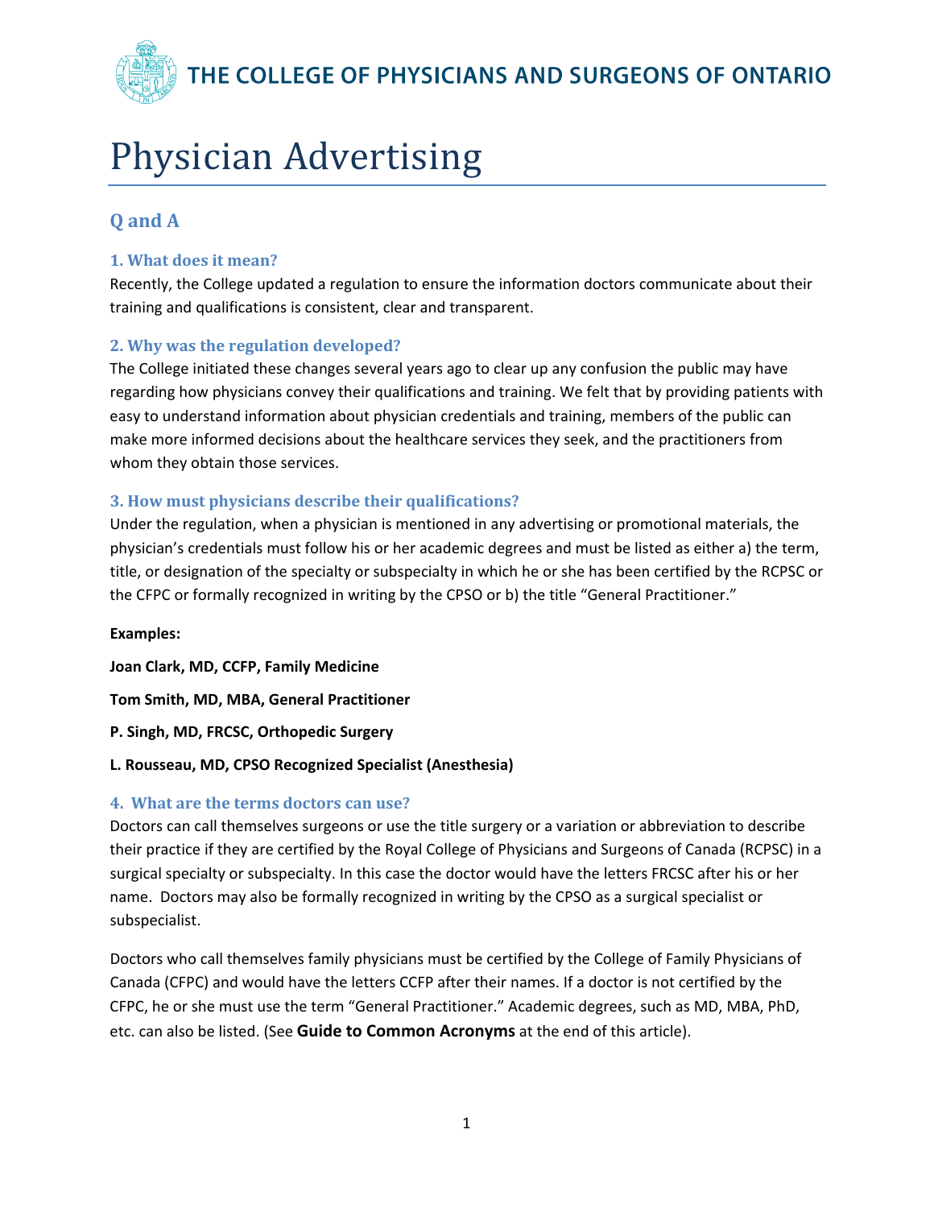THE COLLEGE OF PHYSICIANS AND SURGEONS OF ONTARIO

# Physician Advertising

## Q and A

### 1. What does it mean?

Recently, the College updated a regulation to ensure the information doctors communicate about their training and qualifications is consistent, clear and transparent.

### 2. Why was the regulation developed?

The College initiated these changes several years ago to clear up any confusion the public may have regarding how physicians convey their qualifications and training. We felt that by providing patients with easy to understand information about physician credentials and training, members of the public can make more informed decisions about the healthcare services they seek, and the practitioners from whom they obtain those services.

### 3. How must physicians describe their qualifications?

Under the regulation, when a physician is mentioned in any advertising or promotional materials, the physician's credentials must follow his or her academic degrees and must be listed as either a) the term, title, or designation of the specialty or subspecialty in which he or she has been certified by the RCPSC or the CFPC or formally recognized in writing by the CPSO or b) the title "General Practitioner."

**Examples:**

**Joan Clark, MD, CCFP, Family Medicine**

**Tom Smith, MD, MBA, General Practitioner**

**P. Singh, MD, FRCSC, Orthopedic Surgery**

**L. Rousseau, MD, CPSO Recognized Specialist (Anesthesia)**

### 4. What are the terms doctors can use?

Doctors can call themselves surgeons or use the title surgery or a variation or abbreviation to describe their practice if they are certified by the Royal College of Physicians and Surgeons of Canada (RCPSC) in a surgical specialty or subspecialty. In this case the doctor would have the letters FRCSC after his or her name. Doctors may also be formally recognized in writing by the CPSO as a surgical specialist or subspecialist.

Doctors who call themselves family physicians must be certified by the College of Family Physicians of Canada (CFPC) and would have the letters CCFP after their names. If a doctor is not certified by the CFPC, he or she must use the term "General Practitioner." Academic degrees, such as MD, MBA, PhD, etc. can also be listed. (See **Guide to Common Acronyms** at the end of this article).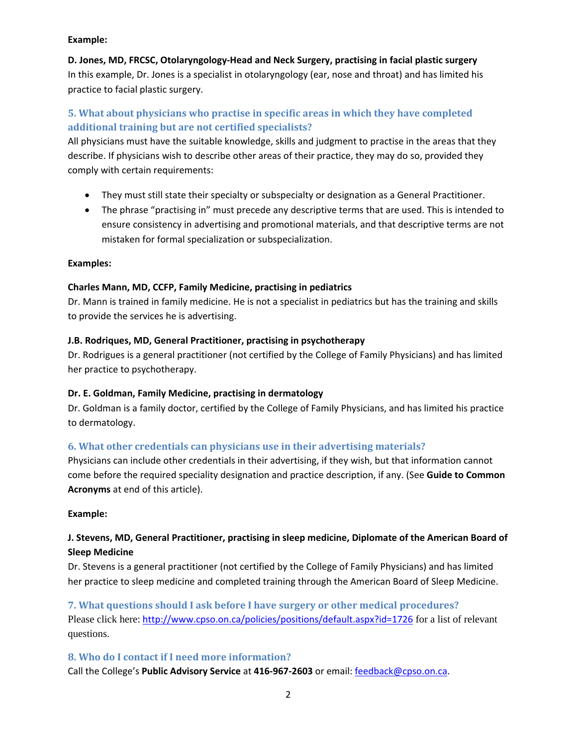**Example:**

**D. Jones, MD, FRCSC, Otolaryngology-Head and Neck Surgery, practising in facial plastic surgery**
In this example, Dr. Jones is a specialist in otolaryngology (ear, nose and throat) and has limited his practice to facial plastic surgery.

### 5. What about physicians who practise in specific areas in which they have completed additional training but are not certified specialists?

All physicians must have the suitable knowledge, skills and judgment to practise in the areas that they describe. If physicians wish to describe other areas of their practice, they may do so, provided they comply with certain requirements:

- They must still state their specialty or subspecialty or designation as a General Practitioner.
- The phrase "practising in" must precede any descriptive terms that are used. This is intended to ensure consistency in advertising and promotional materials, and that descriptive terms are not mistaken for formal specialization or subspecialization.

**Examples:**

**Charles Mann, MD, CCFP, Family Medicine, practising in pediatrics**
Dr. Mann is trained in family medicine. He is not a specialist in pediatrics but has the training and skills to provide the services he is advertising.

**J.B. Rodriques, MD, General Practitioner, practising in psychotherapy**
Dr. Rodrigues is a general practitioner (not certified by the College of Family Physicians) and has limited her practice to psychotherapy.

**Dr. E. Goldman, Family Medicine, practising in dermatology**
Dr. Goldman is a family doctor, certified by the College of Family Physicians, and has limited his practice to dermatology.

### 6. What other credentials can physicians use in their advertising materials?

Physicians can include other credentials in their advertising, if they wish, but that information cannot come before the required speciality designation and practice description, if any. (See **Guide to Common Acronyms** at end of this article).

**Example:**

**J. Stevens, MD, General Practitioner, practising in sleep medicine, Diplomate of the American Board of Sleep Medicine**
Dr. Stevens is a general practitioner (not certified by the College of Family Physicians) and has limited her practice to sleep medicine and completed training through the American Board of Sleep Medicine.

### 7. What questions should I ask before I have surgery or other medical procedures?

Please click here: http://www.cpso.on.ca/policies/positions/default.aspx?id=1726 for a list of relevant questions.

### 8. Who do I contact if I need more information?

Call the College's **Public Advisory Service** at **416-967-2603** or email: feedback@cpso.on.ca.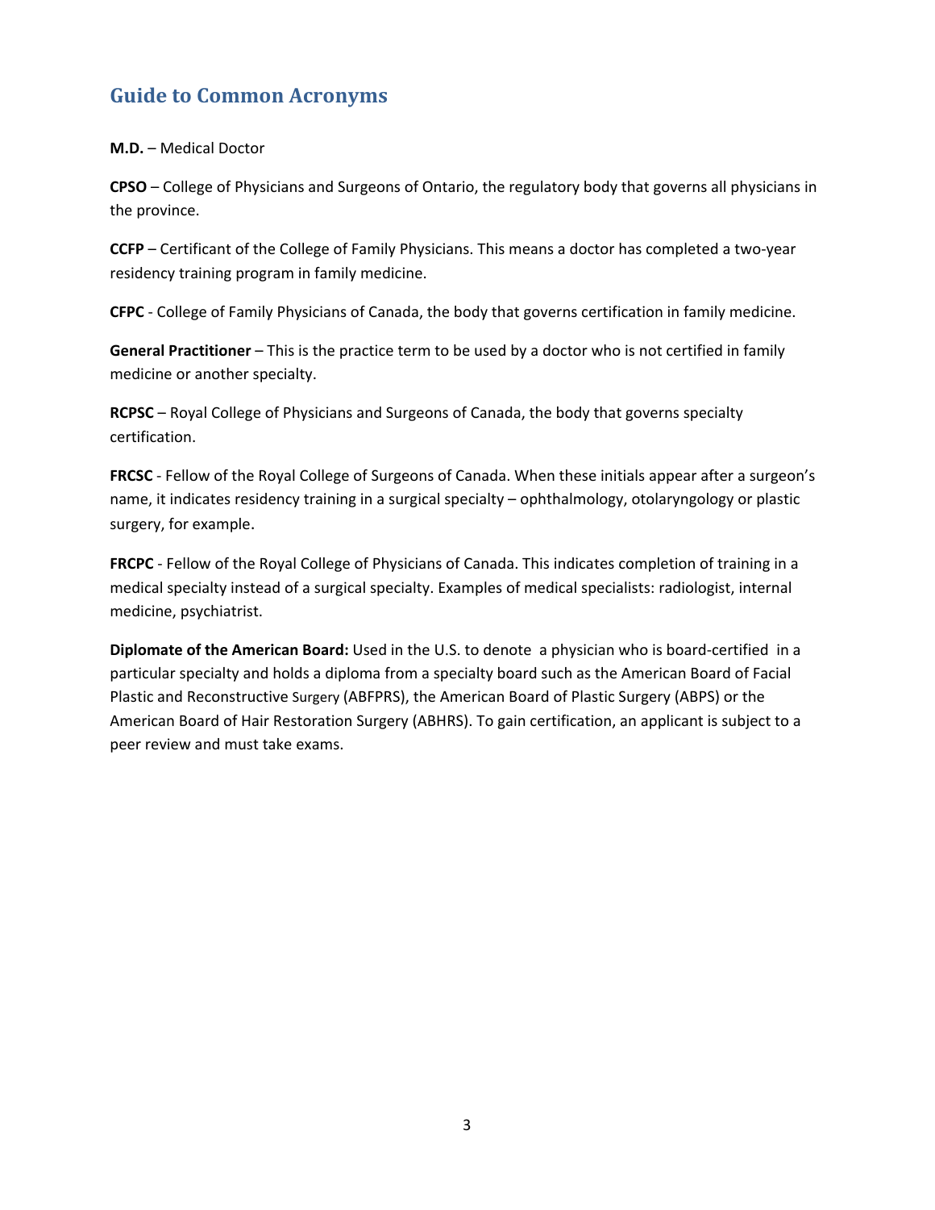## Guide to Common Acronyms

**M.D.** – Medical Doctor

**CPSO** – College of Physicians and Surgeons of Ontario, the regulatory body that governs all physicians in the province.

**CCFP** – Certificant of the College of Family Physicians. This means a doctor has completed a two-year residency training program in family medicine.

**CFPC** - College of Family Physicians of Canada, the body that governs certification in family medicine.

**General Practitioner** – This is the practice term to be used by a doctor who is not certified in family medicine or another specialty.

**RCPSC** – Royal College of Physicians and Surgeons of Canada, the body that governs specialty certification.

**FRCSC** - Fellow of the Royal College of Surgeons of Canada. When these initials appear after a surgeon's name, it indicates residency training in a surgical specialty – ophthalmology, otolaryngology or plastic surgery, for example.

**FRCPC** - Fellow of the Royal College of Physicians of Canada. This indicates completion of training in a medical specialty instead of a surgical specialty. Examples of medical specialists: radiologist, internal medicine, psychiatrist.

**Diplomate of the American Board:** Used in the U.S. to denote a physician who is board-certified in a particular specialty and holds a diploma from a specialty board such as the American Board of Facial Plastic and Reconstructive Surgery (ABFPRS), the American Board of Plastic Surgery (ABPS) or the American Board of Hair Restoration Surgery (ABHRS). To gain certification, an applicant is subject to a peer review and must take exams.